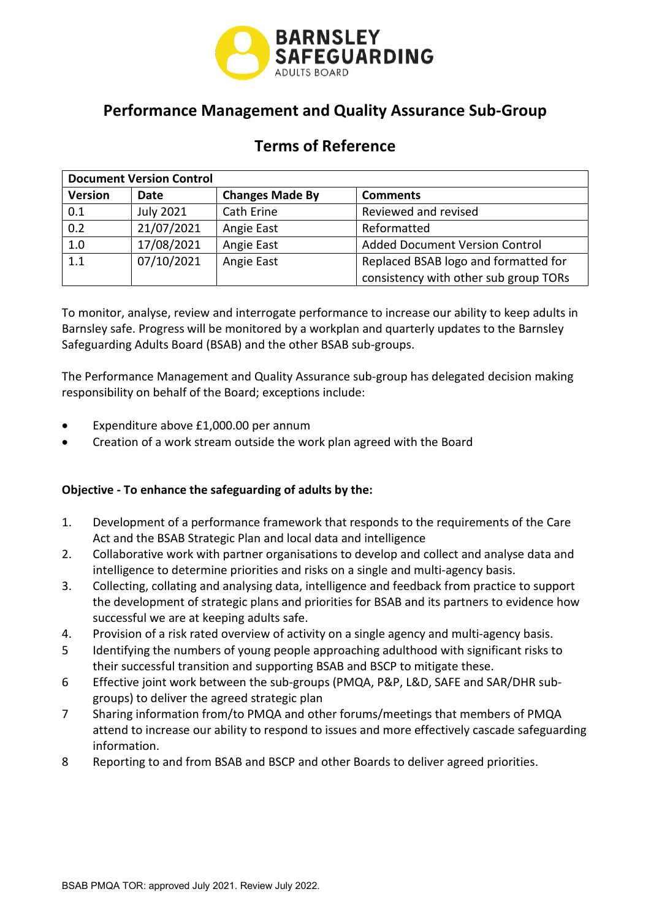BARNSLEY SAFEGUARDING ADULTS BOARD

# Performance Management and Quality Assurance Sub-Group

## Terms of Reference

| Document Version Control | | | |
|---|---|---|---|
| **Version** | **Date** | **Changes Made By** | **Comments** |
| 0.1 | July 2021 | Cath Erine | Reviewed and revised |
| 0.2 | 21/07/2021 | Angie East | Reformatted |
| 1.0 | 17/08/2021 | Angie East | Added Document Version Control |
| 1.1 | 07/10/2021 | Angie East | Replaced BSAB logo and formatted for consistency with other sub group TORs |

To monitor, analyse, review and interrogate performance to increase our ability to keep adults in Barnsley safe. Progress will be monitored by a workplan and quarterly updates to the Barnsley Safeguarding Adults Board (BSAB) and the other BSAB sub-groups.

The Performance Management and Quality Assurance sub-group has delegated decision making responsibility on behalf of the Board; exceptions include:

- Expenditure above £1,000.00 per annum
- Creation of a work stream outside the work plan agreed with the Board

**Objective - To enhance the safeguarding of adults by the:**

1. Development of a performance framework that responds to the requirements of the Care Act and the BSAB Strategic Plan and local data and intelligence
2. Collaborative work with partner organisations to develop and collect and analyse data and intelligence to determine priorities and risks on a single and multi-agency basis.
3. Collecting, collating and analysing data, intelligence and feedback from practice to support the development of strategic plans and priorities for BSAB and its partners to evidence how successful we are at keeping adults safe.
4. Provision of a risk rated overview of activity on a single agency and multi-agency basis.
5. Identifying the numbers of young people approaching adulthood with significant risks to their successful transition and supporting BSAB and BSCP to mitigate these.
6. Effective joint work between the sub-groups (PMQA, P&P, L&D, SAFE and SAR/DHR sub-groups) to deliver the agreed strategic plan
7. Sharing information from/to PMQA and other forums/meetings that members of PMQA attend to increase our ability to respond to issues and more effectively cascade safeguarding information.
8. Reporting to and from BSAB and BSCP and other Boards to deliver agreed priorities.

BSAB PMQA TOR: approved July 2021. Review July 2022.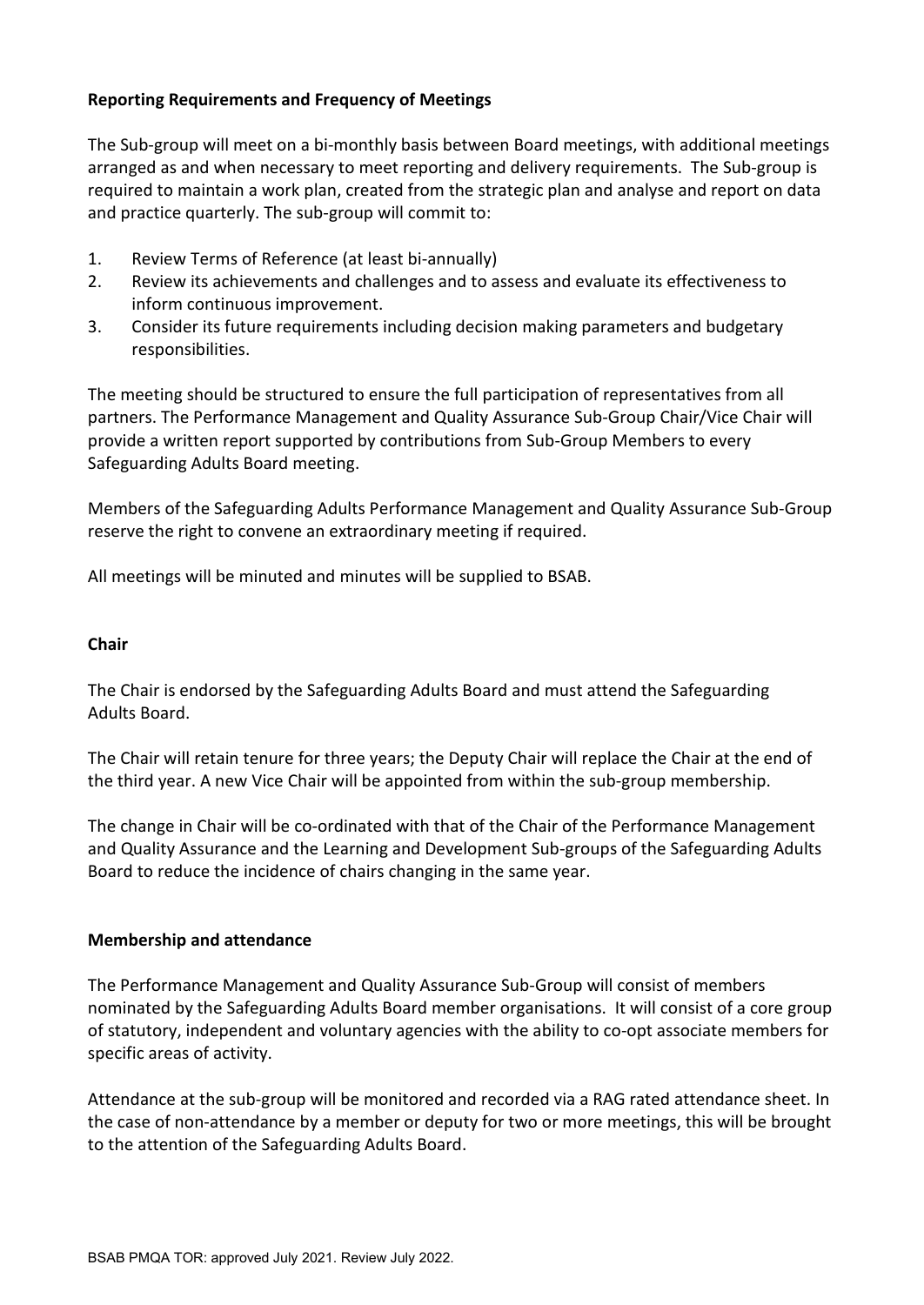**Reporting Requirements and Frequency of Meetings**

The Sub-group will meet on a bi-monthly basis between Board meetings, with additional meetings arranged as and when necessary to meet reporting and delivery requirements. The Sub-group is required to maintain a work plan, created from the strategic plan and analyse and report on data and practice quarterly. The sub-group will commit to:

1. Review Terms of Reference (at least bi-annually)
2. Review its achievements and challenges and to assess and evaluate its effectiveness to inform continuous improvement.
3. Consider its future requirements including decision making parameters and budgetary responsibilities.

The meeting should be structured to ensure the full participation of representatives from all partners. The Performance Management and Quality Assurance Sub-Group Chair/Vice Chair will provide a written report supported by contributions from Sub-Group Members to every Safeguarding Adults Board meeting.

Members of the Safeguarding Adults Performance Management and Quality Assurance Sub-Group reserve the right to convene an extraordinary meeting if required.

All meetings will be minuted and minutes will be supplied to BSAB.

**Chair**

The Chair is endorsed by the Safeguarding Adults Board and must attend the Safeguarding Adults Board.

The Chair will retain tenure for three years; the Deputy Chair will replace the Chair at the end of the third year. A new Vice Chair will be appointed from within the sub-group membership.

The change in Chair will be co-ordinated with that of the Chair of the Performance Management and Quality Assurance and the Learning and Development Sub-groups of the Safeguarding Adults Board to reduce the incidence of chairs changing in the same year.

**Membership and attendance**

The Performance Management and Quality Assurance Sub-Group will consist of members nominated by the Safeguarding Adults Board member organisations. It will consist of a core group of statutory, independent and voluntary agencies with the ability to co-opt associate members for specific areas of activity.

Attendance at the sub-group will be monitored and recorded via a RAG rated attendance sheet. In the case of non-attendance by a member or deputy for two or more meetings, this will be brought to the attention of the Safeguarding Adults Board.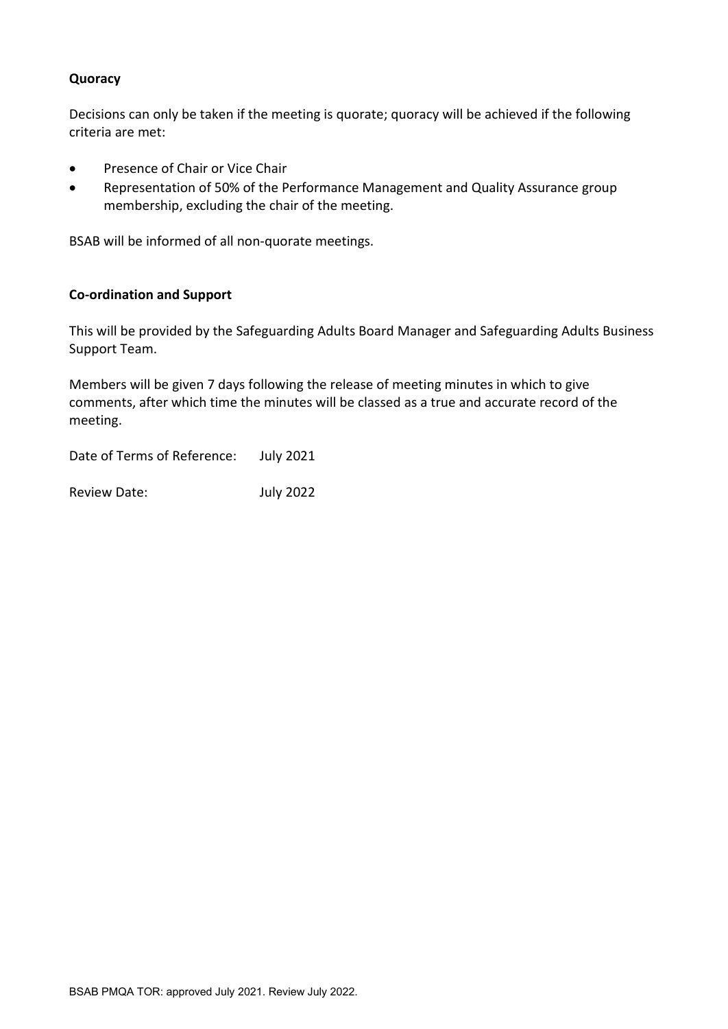**Quoracy**

Decisions can only be taken if the meeting is quorate; quoracy will be achieved if the following criteria are met:

- Presence of Chair or Vice Chair
- Representation of 50% of the Performance Management and Quality Assurance group membership, excluding the chair of the meeting.

BSAB will be informed of all non-quorate meetings.

**Co-ordination and Support**

This will be provided by the Safeguarding Adults Board Manager and Safeguarding Adults Business Support Team.

Members will be given 7 days following the release of meeting minutes in which to give comments, after which time the minutes will be classed as a true and accurate record of the meeting.

Date of Terms of Reference: July 2021

Review Date: July 2022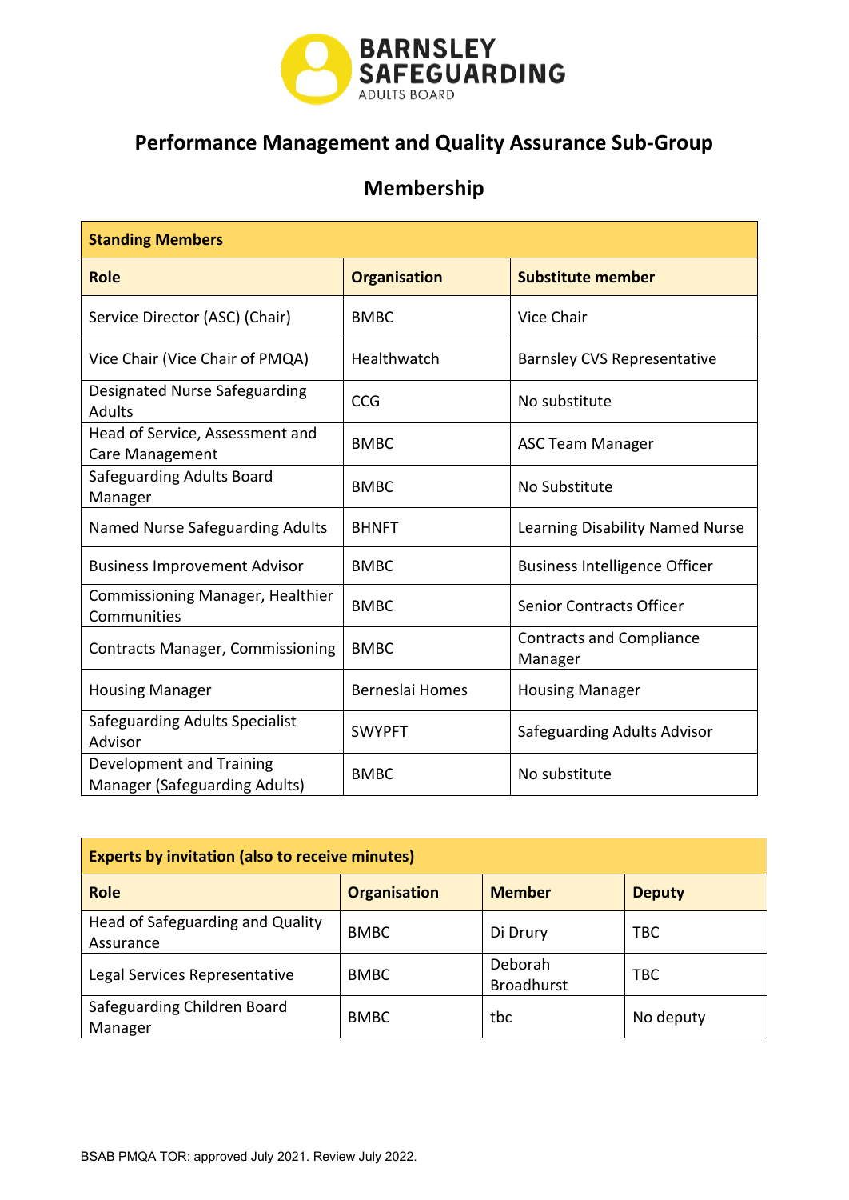# Performance Management and Quality Assurance Sub-Group

## Membership

| Standing Members | | |
|---|---|---|
| **Role** | **Organisation** | **Substitute member** |
| Service Director (ASC) (Chair) | BMBC | Vice Chair |
| Vice Chair (Vice Chair of PMQA) | Healthwatch | Barnsley CVS Representative |
| Designated Nurse Safeguarding Adults | CCG | No substitute |
| Head of Service, Assessment and Care Management | BMBC | ASC Team Manager |
| Safeguarding Adults Board Manager | BMBC | No Substitute |
| Named Nurse Safeguarding Adults | BHNFT | Learning Disability Named Nurse |
| Business Improvement Advisor | BMBC | Business Intelligence Officer |
| Commissioning Manager, Healthier Communities | BMBC | Senior Contracts Officer |
| Contracts Manager, Commissioning | BMBC | Contracts and Compliance Manager |
| Housing Manager | Berneslai Homes | Housing Manager |
| Safeguarding Adults Specialist Advisor | SWYPFT | Safeguarding Adults Advisor |
| Development and Training Manager (Safeguarding Adults) | BMBC | No substitute |

| Experts by invitation (also to receive minutes) | | | |
|---|---|---|---|
| **Role** | **Organisation** | **Member** | **Deputy** |
| Head of Safeguarding and Quality Assurance | BMBC | Di Drury | TBC |
| Legal Services Representative | BMBC | Deborah Broadhurst | TBC |
| Safeguarding Children Board Manager | BMBC | tbc | No deputy |

BSAB PMQA TOR: approved July 2021. Review July 2022.